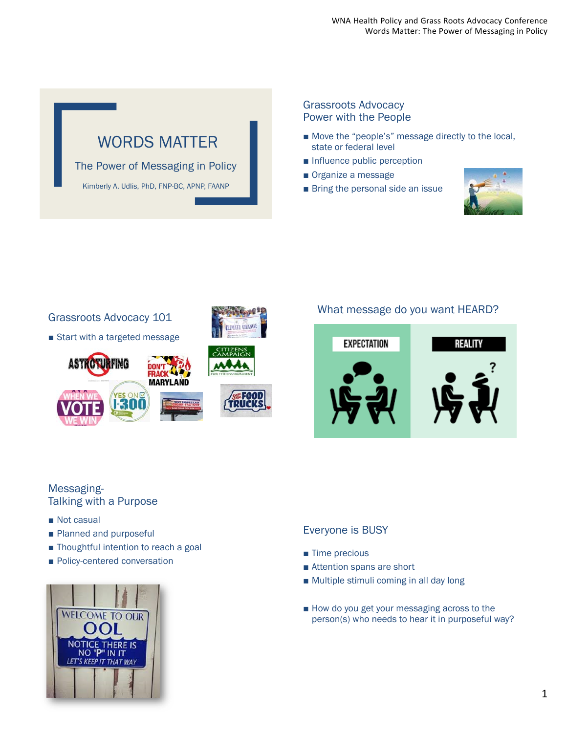# WORDS MATTER

## The Power of Messaging in Policy

Kimberly A. Udlis, PhD, FNP-BC, APNP, FAANP

## Grassroots Advocacy
## Power with the People

- Move the "people's" message directly to the local, state or federal level
- Influence public perception
- Organize a message
- Bring the personal side an issue

## Grassroots Advocacy 101

- Start with a targeted message

## What message do you want HEARD?

EXPECTATION

REALITY

## Messaging-
## Talking with a Purpose

- Not casual
- Planned and purposeful
- Thoughtful intention to reach a goal
- Policy-centered conversation

WELCOME TO OUR OOL

NOTICE THERE IS NO "P" IN IT

LET'S KEEP IT THAT WAY

## Everyone is BUSY

- Time precious
- Attention spans are short
- Multiple stimuli coming in all day long

- How do you get your messaging across to the person(s) who needs to hear it in purposeful way?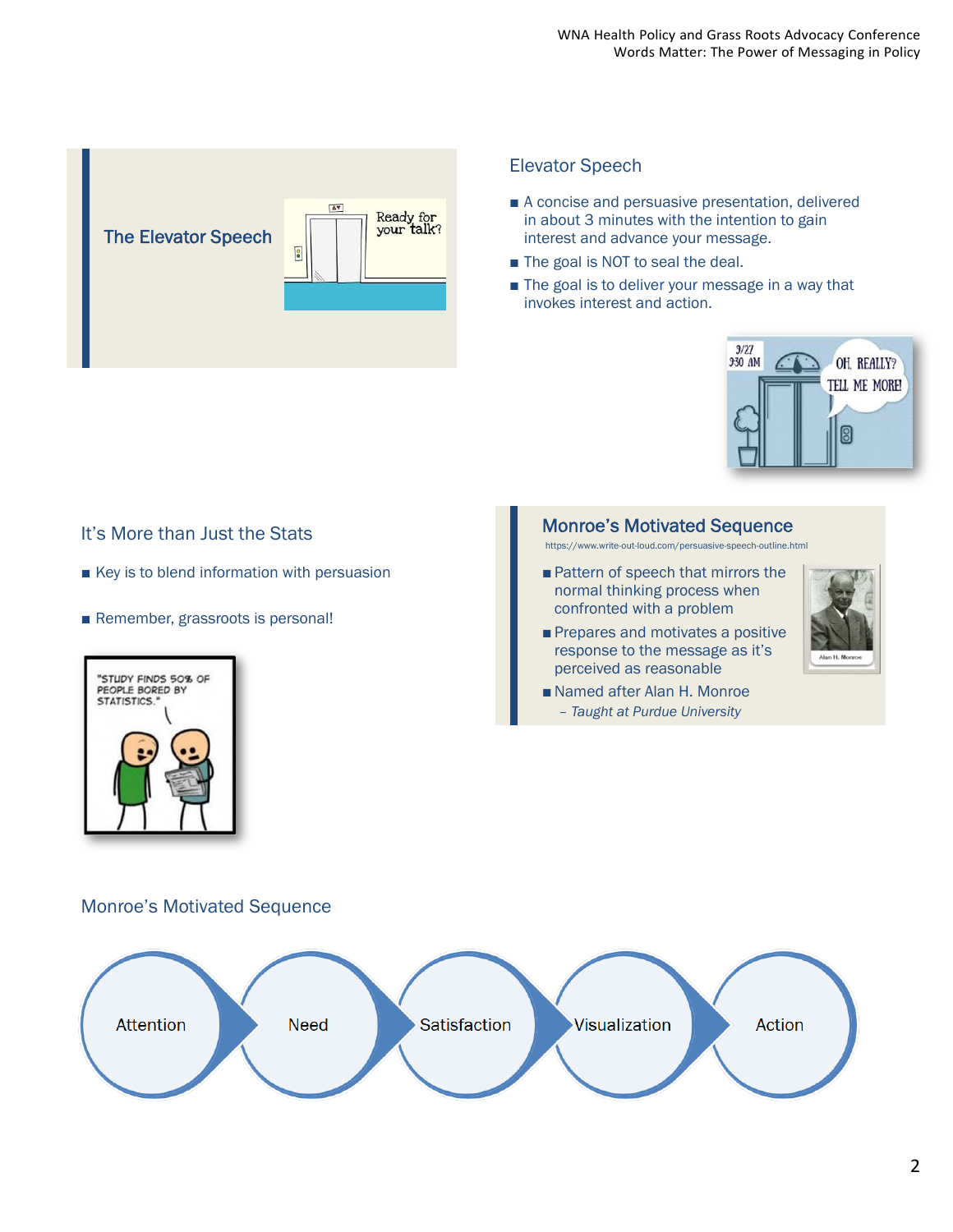## The Elevator Speech

## Elevator Speech

- A concise and persuasive presentation, delivered in about 3 minutes with the intention to gain interest and advance your message.
- The goal is NOT to seal the deal.
- The goal is to deliver your message in a way that invokes interest and action.

## It's More than Just the Stats

- Key is to blend information with persuasion
- Remember, grassroots is personal!

## Monroe's Motivated Sequence

https://www.write-out-loud.com/persuasive-speech-outline.html

- Pattern of speech that mirrors the normal thinking process when confronted with a problem
- Prepares and motivates a positive response to the message as it's perceived as reasonable
- Named after Alan H. Monroe
  - *Taught at Purdue University*

## Monroe's Motivated Sequence

Attention → Need → Satisfaction → Visualization → Action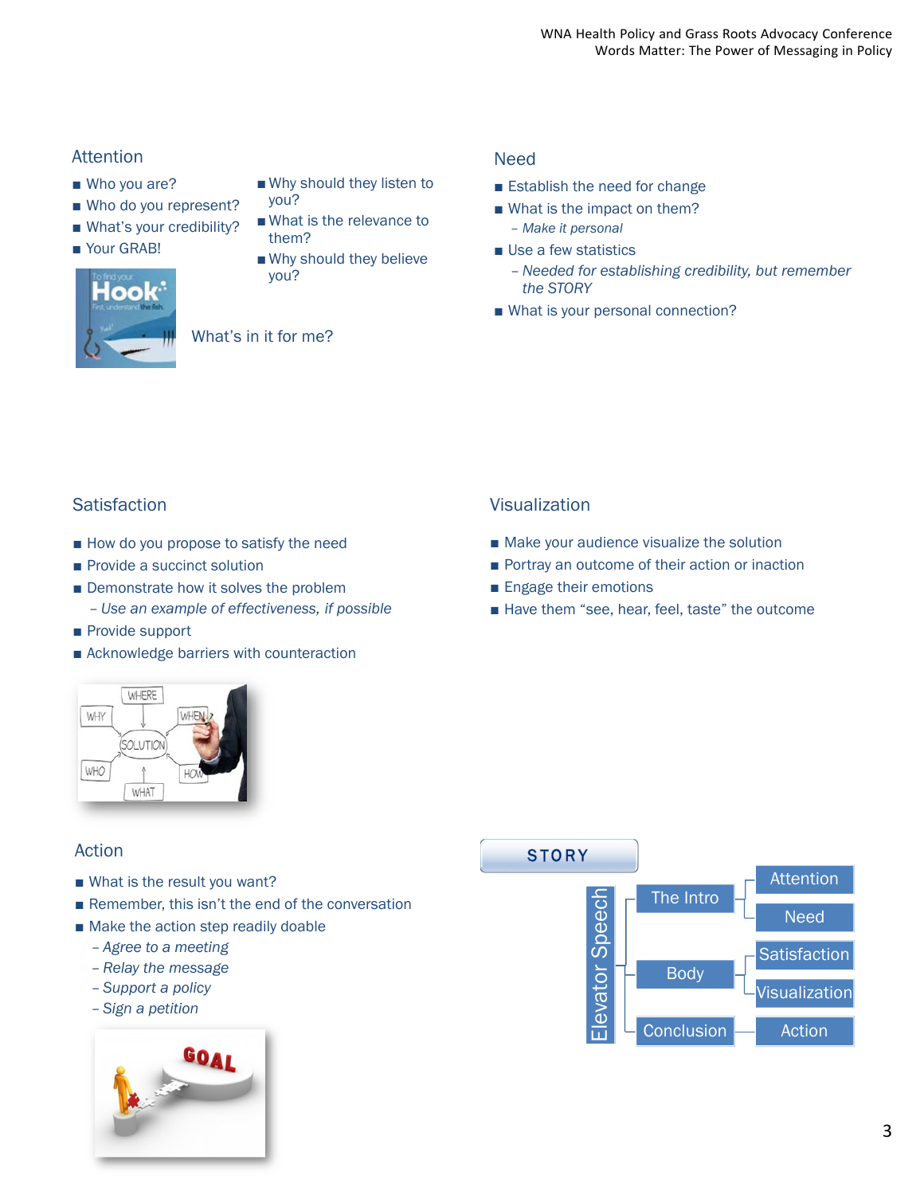## Attention

- Who you are?
- Who do you represent?
- What's your credibility?
- Your GRAB!
- Why should they listen to you?
- What is the relevance to them?
- Why should they believe you?

What's in it for me?

## Need

- Establish the need for change
- What is the impact on them?
  - *Make it personal*
- Use a few statistics
  - *Needed for establishing credibility, but remember the STORY*
- What is your personal connection?

## Satisfaction

- How do you propose to satisfy the need
- Provide a succinct solution
- Demonstrate how it solves the problem
  - *Use an example of effectiveness, if possible*
- Provide support
- Acknowledge barriers with counteraction

## Visualization

- Make your audience visualize the solution
- Portray an outcome of their action or inaction
- Engage their emotions
- Have them "see, hear, feel, taste" the outcome

## Action

- What is the result you want?
- Remember, this isn't the end of the conversation
- Make the action step readily doable
  - *Agree to a meeting*
  - *Relay the message*
  - *Support a policy*
  - *Sign a petition*

## STORY

Elevator Speech
- The Intro
  - Attention
  - Need
- Body
  - Satisfaction
  - Visualization
- Conclusion
  - Action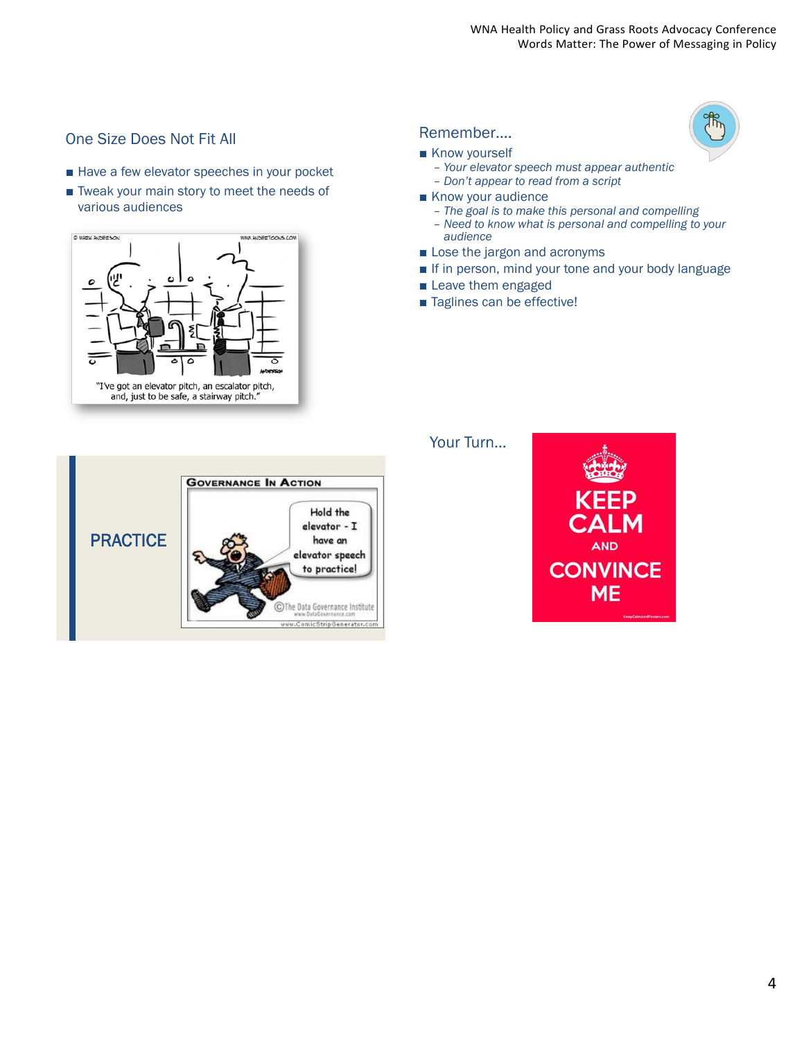## One Size Does Not Fit All

- Have a few elevator speeches in your pocket
- Tweak your main story to meet the needs of various audiences

"I've got an elevator pitch, an escalator pitch, and, just to be safe, a stairway pitch."

## Remember....

- Know yourself
  - *Your elevator speech must appear authentic*
  - *Don't appear to read from a script*
- Know your audience
  - *The goal is to make this personal and compelling*
  - *Need to know what is personal and compelling to your audience*
- Lose the jargon and acronyms
- If in person, mind your tone and your body language
- Leave them engaged
- Taglines can be effective!

## PRACTICE

## Your Turn...

KEEP CALM AND CONVINCE ME